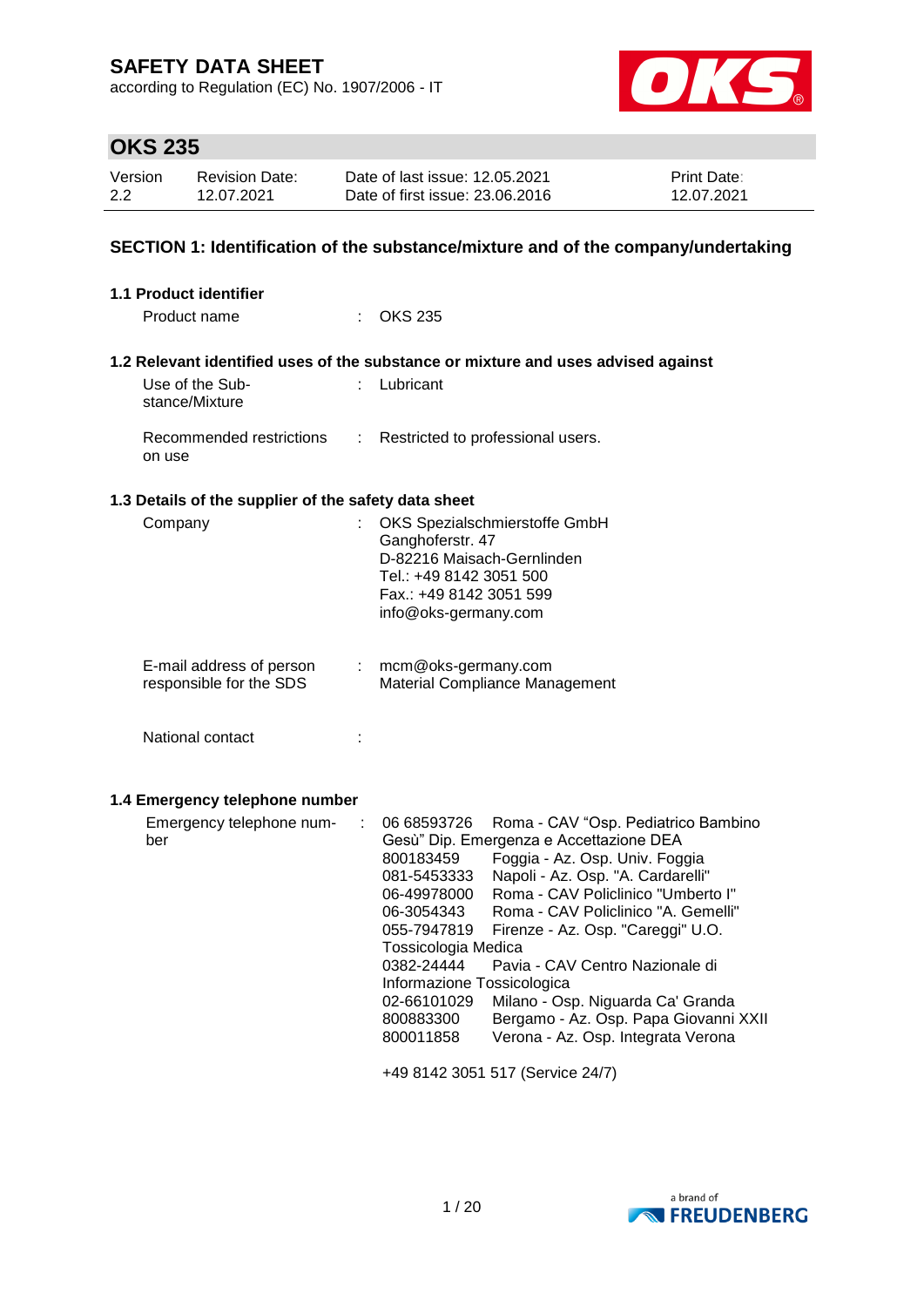# SAFETY DATA SHEET

according to Regulation (EC) No. 1907/2006 - IT

## OKS 235

| Version | Revision Date: | Date of last issue: 12.05.2021 | Print Date: |
|---|---|---|---|
| 2.2 | 12.07.2021 | Date of first issue: 23.06.2016 | 12.07.2021 |

### SECTION 1: Identification of the substance/mixture and of the company/undertaking

#### 1.1 Product identifier

Product name : OKS 235

#### 1.2 Relevant identified uses of the substance or mixture and uses advised against

Use of the Substance/Mixture : Lubricant

Recommended restrictions on use : Restricted to professional users.

#### 1.3 Details of the supplier of the safety data sheet

Company : OKS Spezialschmierstoffe GmbH
Ganghoferstr. 47
D-82216 Maisach-Gernlinden
Tel.: +49 8142 3051 500
Fax.: +49 8142 3051 599
info@oks-germany.com

E-mail address of person responsible for the SDS : mcm@oks-germany.com
Material Compliance Management

National contact :

#### 1.4 Emergency telephone number

Emergency telephone number :

06 68593726 Roma - CAV "Osp. Pediatrico Bambino Gesù" Dip. Emergenza e Accettazione DEA
800183459 Foggia - Az. Osp. Univ. Foggia
081-5453333 Napoli - Az. Osp. "A. Cardarelli"
06-49978000 Roma - CAV Policlinico "Umberto I"
06-3054343 Roma - CAV Policlinico "A. Gemelli"
055-7947819 Firenze - Az. Osp. "Careggi" U.O. Tossicologia Medica
0382-24444 Pavia - CAV Centro Nazionale di Informazione Tossicologica
02-66101029 Milano - Osp. Niguarda Ca' Granda
800883300 Bergamo - Az. Osp. Papa Giovanni XXII
800011858 Verona - Az. Osp. Integrata Verona

+49 8142 3051 517 (Service 24/7)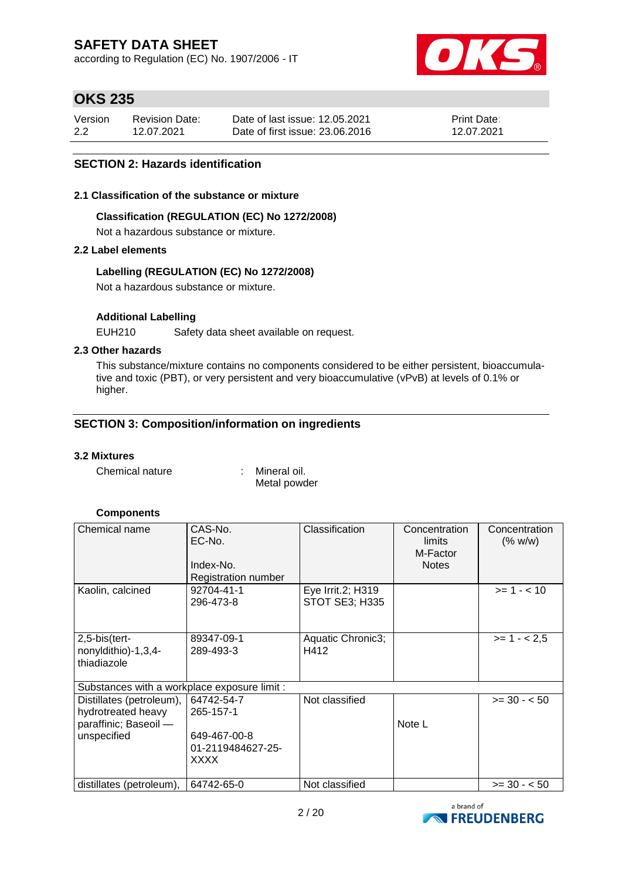## SECTION 2: Hazards identification

### 2.1 Classification of the substance or mixture

**Classification (REGULATION (EC) No 1272/2008)**

Not a hazardous substance or mixture.

### 2.2 Label elements

**Labelling (REGULATION (EC) No 1272/2008)**

Not a hazardous substance or mixture.

**Additional Labelling**

EUH210 Safety data sheet available on request.

### 2.3 Other hazards

This substance/mixture contains no components considered to be either persistent, bioaccumulative and toxic (PBT), or very persistent and very bioaccumulative (vPvB) at levels of 0.1% or higher.

## SECTION 3: Composition/information on ingredients

### 3.2 Mixtures

Chemical nature : Mineral oil.
Metal powder

**Components**

| Chemical name | CAS-No.<br>EC-No.<br>Index-No.<br>Registration number | Classification | Concentration limits<br>M-Factor<br>Notes | Concentration (% w/w) |
|---|---|---|---|---|
| Kaolin, calcined | 92704-41-1<br>296-473-8 | Eye Irrit.2; H319<br>STOT SE3; H335 | | >= 1 - < 10 |
| 2,5-bis(tert-nonyldithio)-1,3,4-thiadiazole | 89347-09-1<br>289-493-3 | Aquatic Chronic3; H412 | | >= 1 - < 2,5 |
| Substances with a workplace exposure limit : | | | | |
| Distillates (petroleum), hydrotreated heavy paraffinic; Baseoil — unspecified | 64742-54-7<br>265-157-1<br>649-467-00-8<br>01-2119484627-25-XXXX | Not classified | Note L | >= 30 - < 50 |
| distillates (petroleum), | 64742-65-0 | Not classified | | >= 30 - < 50 |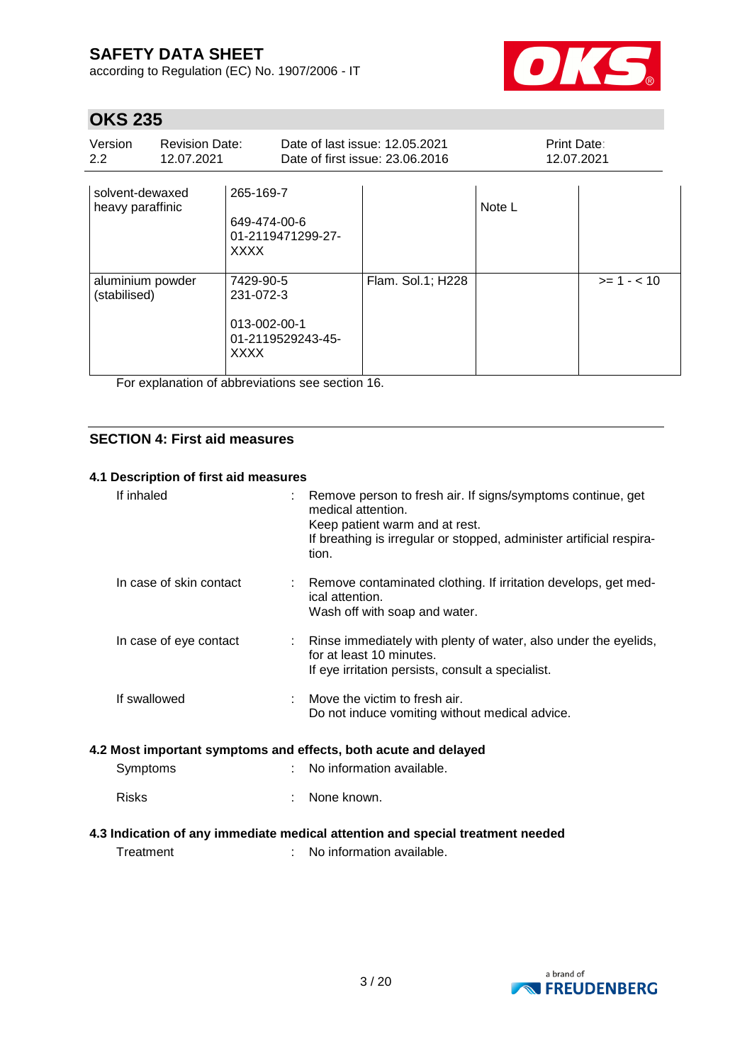| | | | | |
|---|---|---|---|---|
| solvent-dewaxed heavy paraffinic | 265-169-7<br><br>649-474-00-6<br>01-2119471299-27-XXXX | | Note L | |
| aluminium powder (stabilised) | 7429-90-5<br>231-072-3<br><br>013-002-00-1<br>01-2119529243-45-XXXX | Flam. Sol.1; H228 | | >= 1 - < 10 |

For explanation of abbreviations see section 16.

## SECTION 4: First aid measures

### 4.1 Description of first aid measures

If inhaled : Remove person to fresh air. If signs/symptoms continue, get medical attention.
Keep patient warm and at rest.
If breathing is irregular or stopped, administer artificial respiration.

In case of skin contact : Remove contaminated clothing. If irritation develops, get medical attention.
Wash off with soap and water.

In case of eye contact : Rinse immediately with plenty of water, also under the eyelids, for at least 10 minutes.
If eye irritation persists, consult a specialist.

If swallowed : Move the victim to fresh air.
Do not induce vomiting without medical advice.

### 4.2 Most important symptoms and effects, both acute and delayed

Symptoms : No information available.

Risks : None known.

### 4.3 Indication of any immediate medical attention and special treatment needed

Treatment : No information available.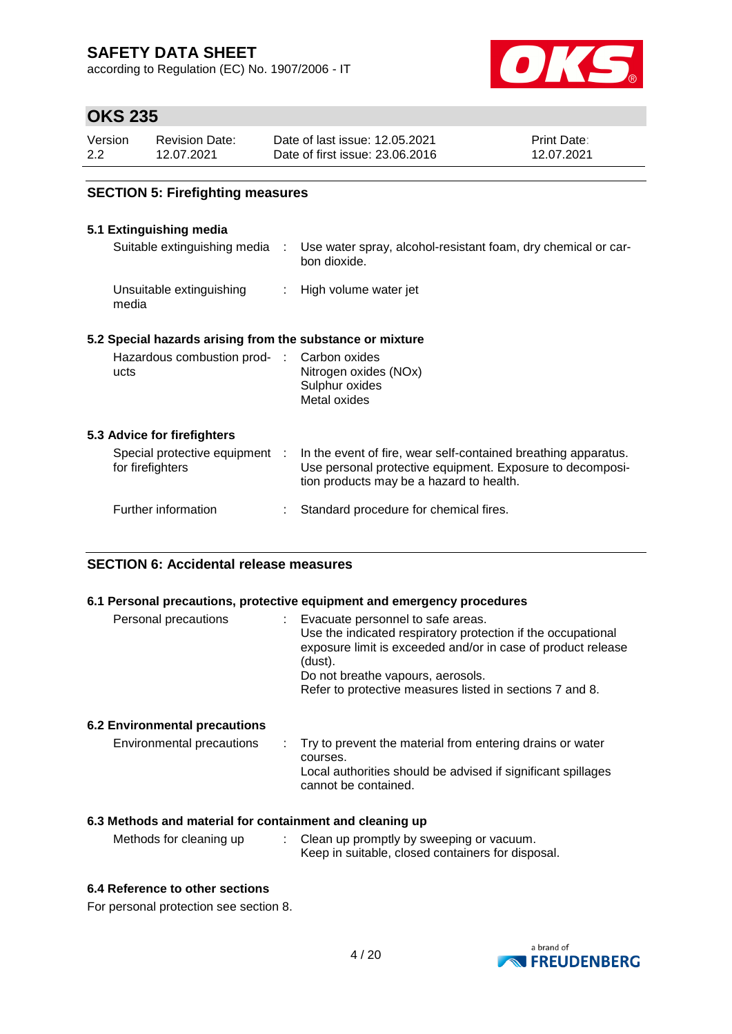## SECTION 5: Firefighting measures

### 5.1 Extinguishing media

| | | |
|---|---|---|
| Suitable extinguishing media | : | Use water spray, alcohol-resistant foam, dry chemical or carbon dioxide. |
| Unsuitable extinguishing media | : | High volume water jet |

### 5.2 Special hazards arising from the substance or mixture

| | | |
|---|---|---|
| Hazardous combustion products | : | Carbon oxides<br>Nitrogen oxides (NOx)<br>Sulphur oxides<br>Metal oxides |

### 5.3 Advice for firefighters

| | | |
|---|---|---|
| Special protective equipment for firefighters | : | In the event of fire, wear self-contained breathing apparatus. Use personal protective equipment. Exposure to decomposition products may be a hazard to health. |
| Further information | : | Standard procedure for chemical fires. |

## SECTION 6: Accidental release measures

### 6.1 Personal precautions, protective equipment and emergency procedures

| | | |
|---|---|---|
| Personal precautions | : | Evacuate personnel to safe areas.<br>Use the indicated respiratory protection if the occupational exposure limit is exceeded and/or in case of product release (dust).<br>Do not breathe vapours, aerosols.<br>Refer to protective measures listed in sections 7 and 8. |

### 6.2 Environmental precautions

| | | |
|---|---|---|
| Environmental precautions | : | Try to prevent the material from entering drains or water courses.<br>Local authorities should be advised if significant spillages cannot be contained. |

### 6.3 Methods and material for containment and cleaning up

| | | |
|---|---|---|
| Methods for cleaning up | : | Clean up promptly by sweeping or vacuum.<br>Keep in suitable, closed containers for disposal. |

### 6.4 Reference to other sections

For personal protection see section 8.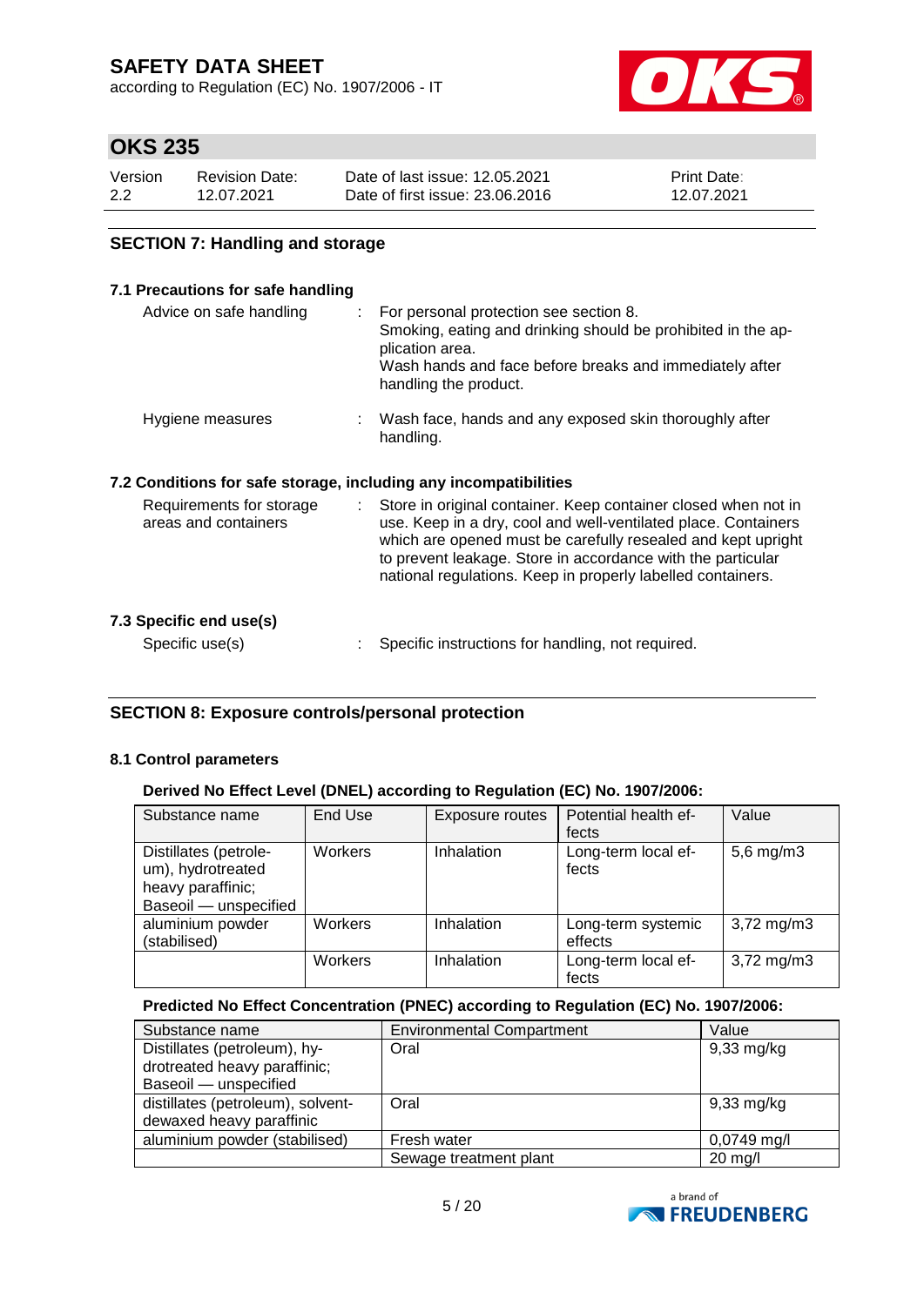## SECTION 7: Handling and storage

### 7.1 Precautions for safe handling

Advice on safe handling : For personal protection see section 8.
Smoking, eating and drinking should be prohibited in the application area.
Wash hands and face before breaks and immediately after handling the product.

Hygiene measures : Wash face, hands and any exposed skin thoroughly after handling.

### 7.2 Conditions for safe storage, including any incompatibilities

Requirements for storage areas and containers : Store in original container. Keep container closed when not in use. Keep in a dry, cool and well-ventilated place. Containers which are opened must be carefully resealed and kept upright to prevent leakage. Store in accordance with the particular national regulations. Keep in properly labelled containers.

### 7.3 Specific end use(s)

Specific use(s) : Specific instructions for handling, not required.

## SECTION 8: Exposure controls/personal protection

### 8.1 Control parameters

**Derived No Effect Level (DNEL) according to Regulation (EC) No. 1907/2006:**

| Substance name | End Use | Exposure routes | Potential health effects | Value |
|---|---|---|---|---|
| Distillates (petroleum), hydrotreated heavy paraffinic; Baseoil — unspecified | Workers | Inhalation | Long-term local effects | 5,6 mg/m3 |
| aluminium powder (stabilised) | Workers | Inhalation | Long-term systemic effects | 3,72 mg/m3 |
| | Workers | Inhalation | Long-term local effects | 3,72 mg/m3 |

**Predicted No Effect Concentration (PNEC) according to Regulation (EC) No. 1907/2006:**

| Substance name | Environmental Compartment | Value |
|---|---|---|
| Distillates (petroleum), hydrotreated heavy paraffinic; Baseoil — unspecified | Oral | 9,33 mg/kg |
| distillates (petroleum), solvent-dewaxed heavy paraffinic | Oral | 9,33 mg/kg |
| aluminium powder (stabilised) | Fresh water | 0,0749 mg/l |
| | Sewage treatment plant | 20 mg/l |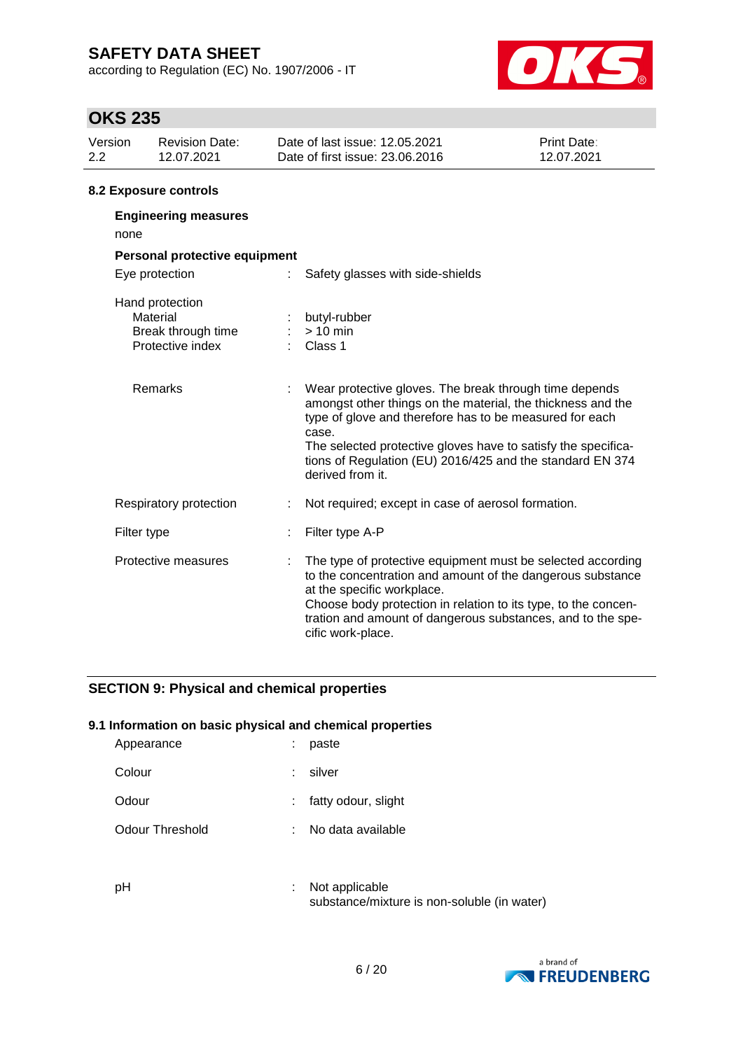### 8.2 Exposure controls

**Engineering measures**

none

**Personal protective equipment**

Eye protection : Safety glasses with side-shields

Hand protection

- Material : butyl-rubber
- Break through time : > 10 min
- Protective index : Class 1

- Remarks : Wear protective gloves. The break through time depends amongst other things on the material, the thickness and the type of glove and therefore has to be measured for each case.
  The selected protective gloves have to satisfy the specifications of Regulation (EU) 2016/425 and the standard EN 374 derived from it.

Respiratory protection : Not required; except in case of aerosol formation.

Filter type : Filter type A-P

Protective measures : The type of protective equipment must be selected according to the concentration and amount of the dangerous substance at the specific workplace.
Choose body protection in relation to its type, to the concentration and amount of dangerous substances, and to the specific work-place.

## SECTION 9: Physical and chemical properties

### 9.1 Information on basic physical and chemical properties

Appearance : paste

Colour : silver

Odour : fatty odour, slight

Odour Threshold : No data available

pH : Not applicable
substance/mixture is non-soluble (in water)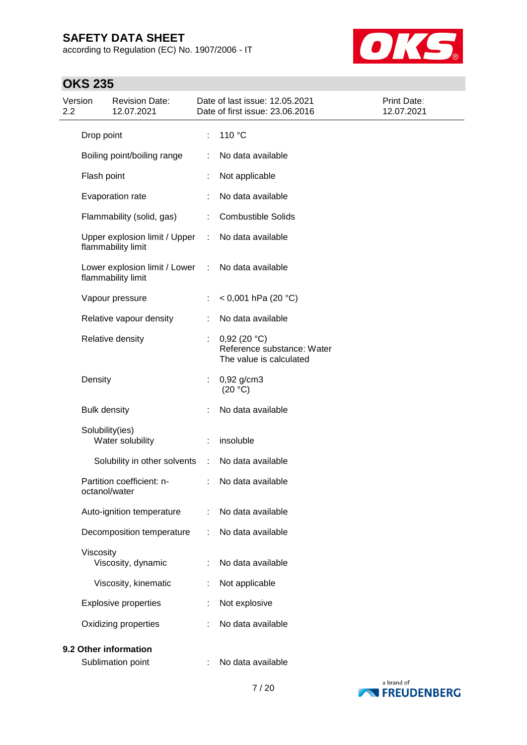| Property | | Value |
|---|---|---|
| Drop point | : | 110 °C |
| Boiling point/boiling range | : | No data available |
| Flash point | : | Not applicable |
| Evaporation rate | : | No data available |
| Flammability (solid, gas) | : | Combustible Solids |
| Upper explosion limit / Upper flammability limit | : | No data available |
| Lower explosion limit / Lower flammability limit | : | No data available |
| Vapour pressure | : | < 0,001 hPa (20 °C) |
| Relative vapour density | : | No data available |
| Relative density | : | 0,92 (20 °C)<br>Reference substance: Water<br>The value is calculated |
| Density | : | 0,92 g/cm3<br>(20 °C) |
| Bulk density | : | No data available |
| Solubility(ies) | | |
| Water solubility | : | insoluble |
| Solubility in other solvents | : | No data available |
| Partition coefficient: n-octanol/water | : | No data available |
| Auto-ignition temperature | : | No data available |
| Decomposition temperature | : | No data available |
| Viscosity | | |
| Viscosity, dynamic | : | No data available |
| Viscosity, kinematic | : | Not applicable |
| Explosive properties | : | Not explosive |
| Oxidizing properties | : | No data available |

**9.2 Other information**

| Property | | Value |
|---|---|---|
| Sublimation point | : | No data available |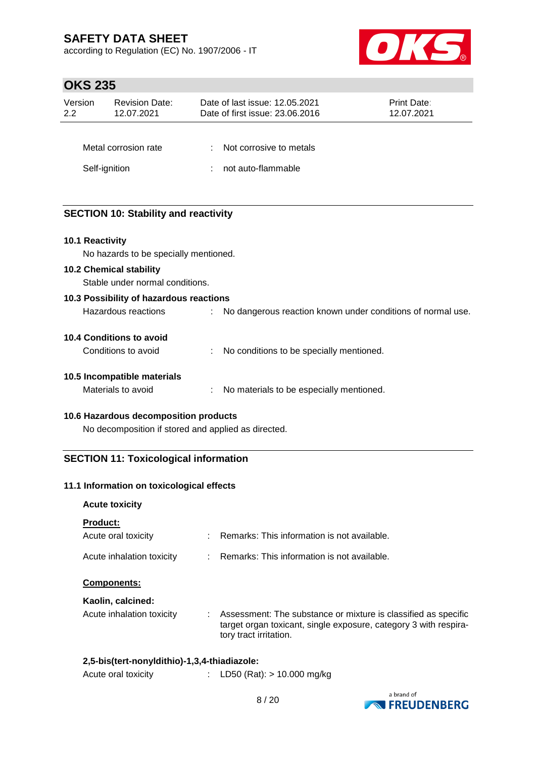| | | |
|---|---|---|
| Metal corrosion rate | : | Not corrosive to metals |
| Self-ignition | : | not auto-flammable |

## SECTION 10: Stability and reactivity

**10.1 Reactivity**

No hazards to be specially mentioned.

**10.2 Chemical stability**

Stable under normal conditions.

**10.3 Possibility of hazardous reactions**

Hazardous reactions : No dangerous reaction known under conditions of normal use.

**10.4 Conditions to avoid**

Conditions to avoid : No conditions to be specially mentioned.

**10.5 Incompatible materials**

Materials to avoid : No materials to be especially mentioned.

**10.6 Hazardous decomposition products**

No decomposition if stored and applied as directed.

## SECTION 11: Toxicological information

**11.1 Information on toxicological effects**

**Acute toxicity**

**Product:**

Acute oral toxicity : Remarks: This information is not available.

Acute inhalation toxicity : Remarks: This information is not available.

**Components:**

**Kaolin, calcined:**

Acute inhalation toxicity : Assessment: The substance or mixture is classified as specific target organ toxicant, single exposure, category 3 with respiratory tract irritation.

**2,5-bis(tert-nonyldithio)-1,3,4-thiadiazole:**

Acute oral toxicity : LD50 (Rat): > 10.000 mg/kg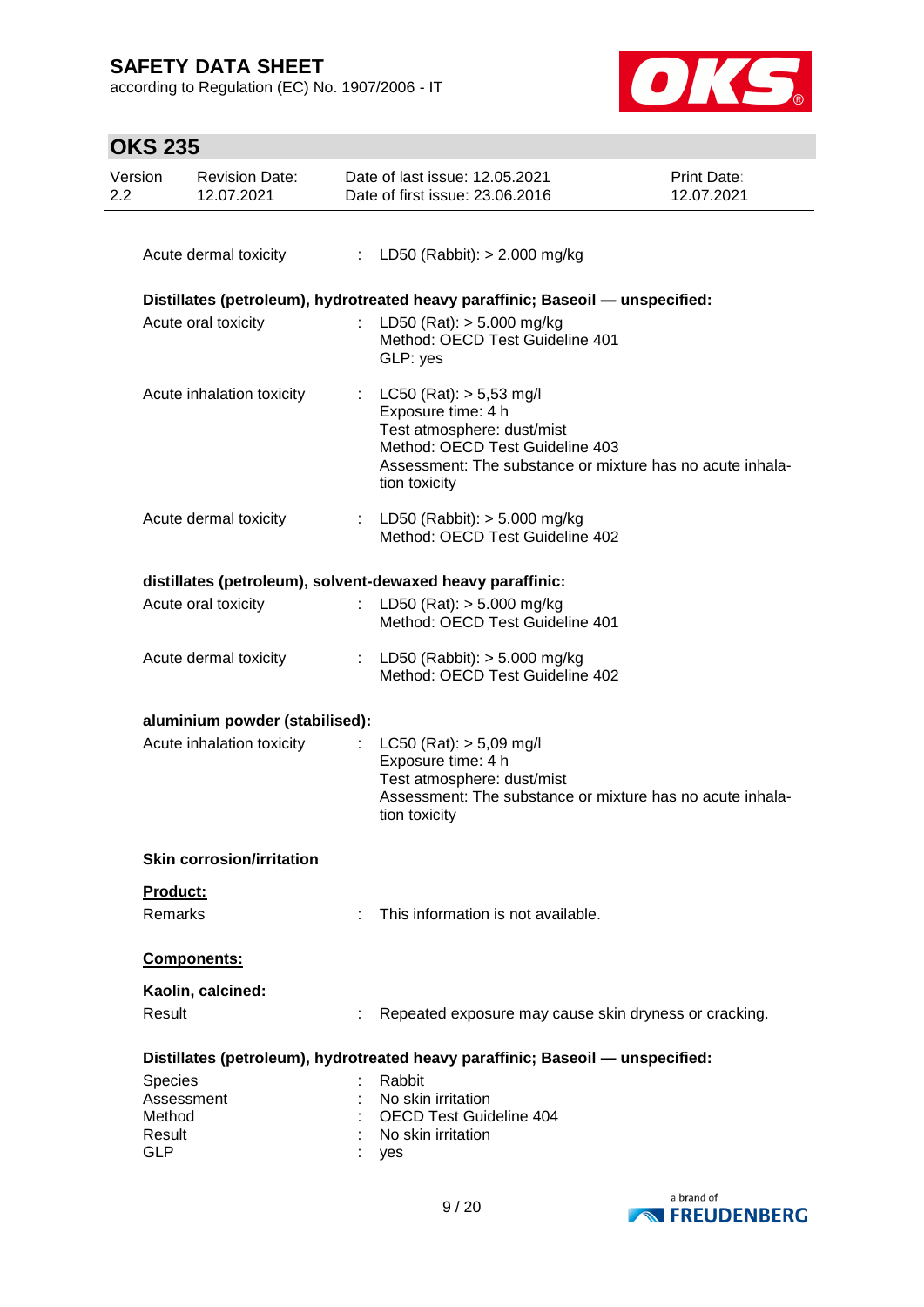Acute dermal toxicity : LD50 (Rabbit): > 2.000 mg/kg

**Distillates (petroleum), hydrotreated heavy paraffinic; Baseoil — unspecified:**

Acute oral toxicity : LD50 (Rat): > 5.000 mg/kg
Method: OECD Test Guideline 401
GLP: yes

Acute inhalation toxicity : LC50 (Rat): > 5,53 mg/l
Exposure time: 4 h
Test atmosphere: dust/mist
Method: OECD Test Guideline 403
Assessment: The substance or mixture has no acute inhalation toxicity

Acute dermal toxicity : LD50 (Rabbit): > 5.000 mg/kg
Method: OECD Test Guideline 402

**distillates (petroleum), solvent-dewaxed heavy paraffinic:**

Acute oral toxicity : LD50 (Rat): > 5.000 mg/kg
Method: OECD Test Guideline 401

Acute dermal toxicity : LD50 (Rabbit): > 5.000 mg/kg
Method: OECD Test Guideline 402

**aluminium powder (stabilised):**

Acute inhalation toxicity : LC50 (Rat): > 5,09 mg/l
Exposure time: 4 h
Test atmosphere: dust/mist
Assessment: The substance or mixture has no acute inhalation toxicity

**Skin corrosion/irritation**

**Product:**

Remarks : This information is not available.

**Components:**

**Kaolin, calcined:**

Result : Repeated exposure may cause skin dryness or cracking.

**Distillates (petroleum), hydrotreated heavy paraffinic; Baseoil — unspecified:**

Species : Rabbit
Assessment : No skin irritation
Method : OECD Test Guideline 404
Result : No skin irritation
GLP : yes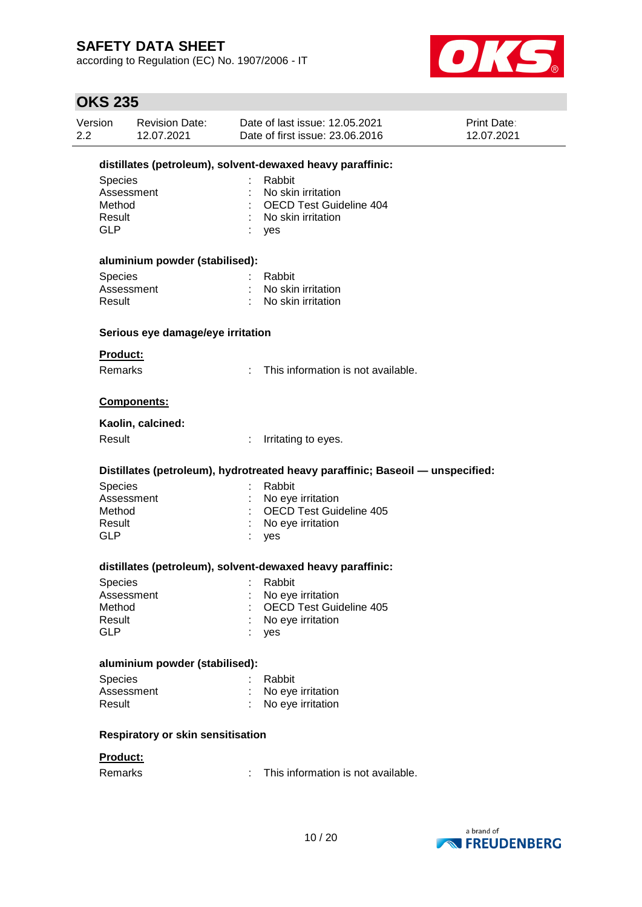**distillates (petroleum), solvent-dewaxed heavy paraffinic:**

| | | |
|---|---|---|
| Species | : | Rabbit |
| Assessment | : | No skin irritation |
| Method | : | OECD Test Guideline 404 |
| Result | : | No skin irritation |
| GLP | : | yes |

**aluminium powder (stabilised):**

| | | |
|---|---|---|
| Species | : | Rabbit |
| Assessment | : | No skin irritation |
| Result | : | No skin irritation |

**Serious eye damage/eye irritation**

**Product:**

Remarks : This information is not available.

**Components:**

**Kaolin, calcined:**

Result : Irritating to eyes.

**Distillates (petroleum), hydrotreated heavy paraffinic; Baseoil — unspecified:**

| | | |
|---|---|---|
| Species | : | Rabbit |
| Assessment | : | No eye irritation |
| Method | : | OECD Test Guideline 405 |
| Result | : | No eye irritation |
| GLP | : | yes |

**distillates (petroleum), solvent-dewaxed heavy paraffinic:**

| | | |
|---|---|---|
| Species | : | Rabbit |
| Assessment | : | No eye irritation |
| Method | : | OECD Test Guideline 405 |
| Result | : | No eye irritation |
| GLP | : | yes |

**aluminium powder (stabilised):**

| | | |
|---|---|---|
| Species | : | Rabbit |
| Assessment | : | No eye irritation |
| Result | : | No eye irritation |

**Respiratory or skin sensitisation**

**Product:**

Remarks : This information is not available.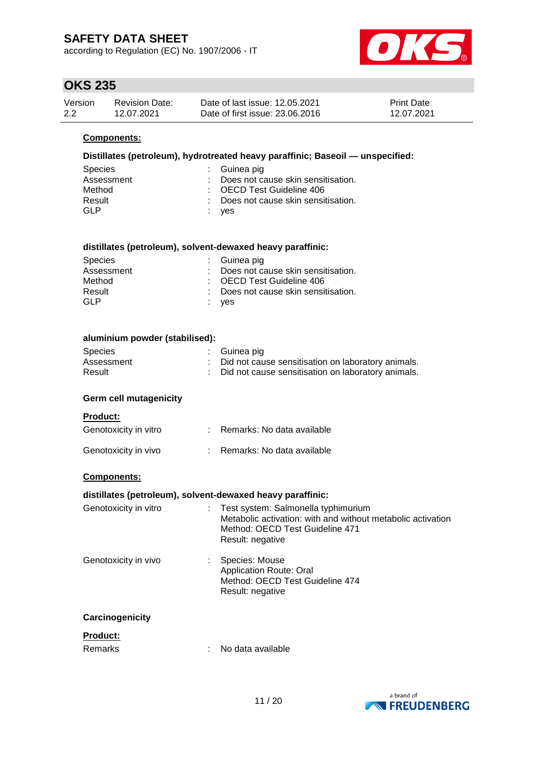**Components:**

**Distillates (petroleum), hydrotreated heavy paraffinic; Baseoil — unspecified:**

| | | |
|---|---|---|
| Species | : | Guinea pig |
| Assessment | : | Does not cause skin sensitisation. |
| Method | : | OECD Test Guideline 406 |
| Result | : | Does not cause skin sensitisation. |
| GLP | : | yes |

**distillates (petroleum), solvent-dewaxed heavy paraffinic:**

| | | |
|---|---|---|
| Species | : | Guinea pig |
| Assessment | : | Does not cause skin sensitisation. |
| Method | : | OECD Test Guideline 406 |
| Result | : | Does not cause skin sensitisation. |
| GLP | : | yes |

**aluminium powder (stabilised):**

| | | |
|---|---|---|
| Species | : | Guinea pig |
| Assessment | : | Did not cause sensitisation on laboratory animals. |
| Result | : | Did not cause sensitisation on laboratory animals. |

**Germ cell mutagenicity**

**Product:**

| | | |
|---|---|---|
| Genotoxicity in vitro | : | Remarks: No data available |
| Genotoxicity in vivo | : | Remarks: No data available |

**Components:**

**distillates (petroleum), solvent-dewaxed heavy paraffinic:**

| | | |
|---|---|---|
| Genotoxicity in vitro | : | Test system: Salmonella typhimurium<br>Metabolic activation: with and without metabolic activation<br>Method: OECD Test Guideline 471<br>Result: negative |
| Genotoxicity in vivo | : | Species: Mouse<br>Application Route: Oral<br>Method: OECD Test Guideline 474<br>Result: negative |

**Carcinogenicity**

**Product:**

| | | |
|---|---|---|
| Remarks | : | No data available |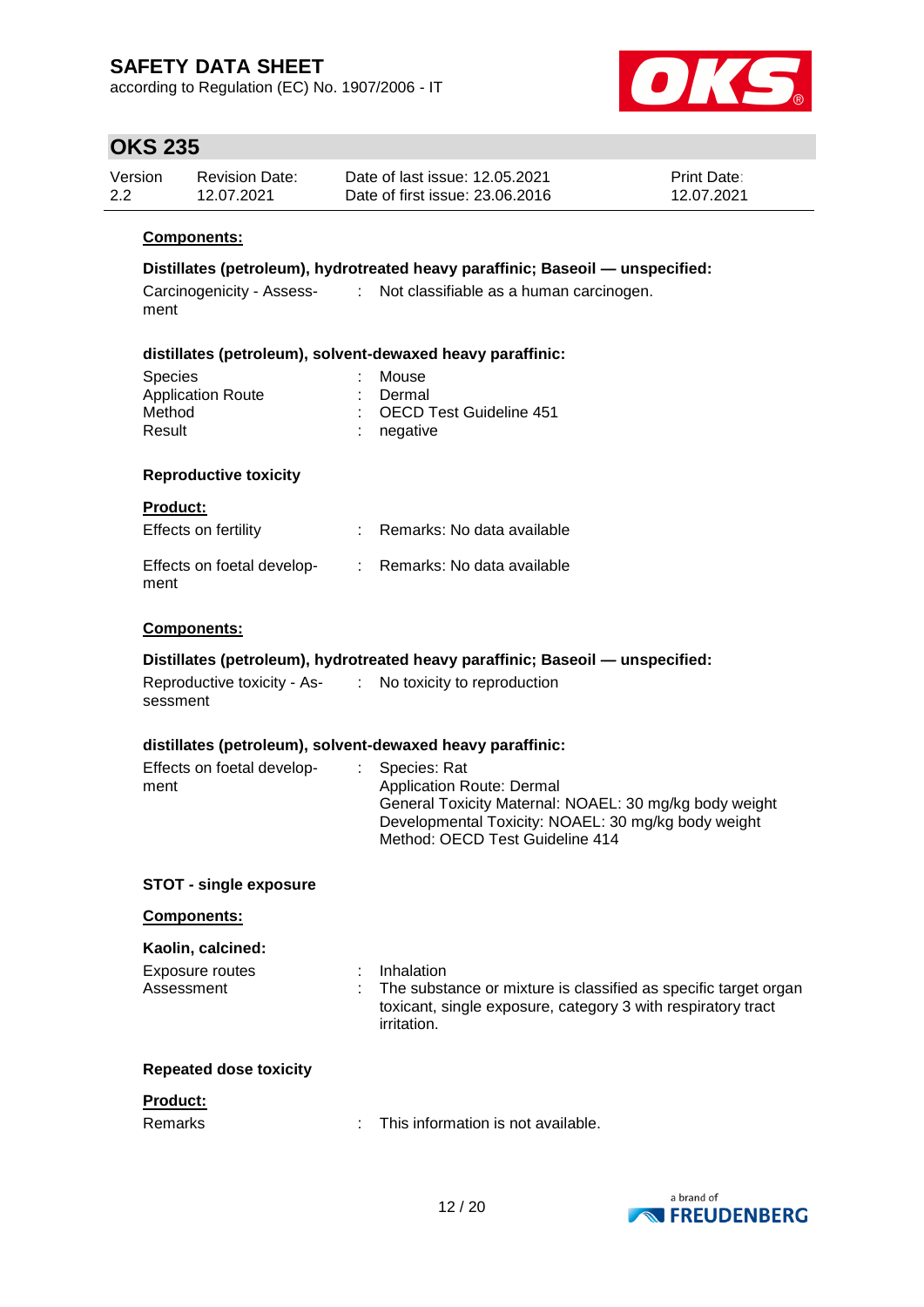**Components:**

**Distillates (petroleum), hydrotreated heavy paraffinic; Baseoil — unspecified:**

Carcinogenicity - Assessment : Not classifiable as a human carcinogen.

**distillates (petroleum), solvent-dewaxed heavy paraffinic:**

| | | |
|---|---|---|
| Species | : | Mouse |
| Application Route | : | Dermal |
| Method | : | OECD Test Guideline 451 |
| Result | : | negative |

**Reproductive toxicity**

**Product:**

Effects on fertility : Remarks: No data available

Effects on foetal development : Remarks: No data available

**Components:**

**Distillates (petroleum), hydrotreated heavy paraffinic; Baseoil — unspecified:**

Reproductive toxicity - Assessment : No toxicity to reproduction

**distillates (petroleum), solvent-dewaxed heavy paraffinic:**

Effects on foetal development : Species: Rat
Application Route: Dermal
General Toxicity Maternal: NOAEL: 30 mg/kg body weight
Developmental Toxicity: NOAEL: 30 mg/kg body weight
Method: OECD Test Guideline 414

**STOT - single exposure**

**Components:**

**Kaolin, calcined:**

Exposure routes : Inhalation

Assessment : The substance or mixture is classified as specific target organ toxicant, single exposure, category 3 with respiratory tract irritation.

**Repeated dose toxicity**

**Product:**

Remarks : This information is not available.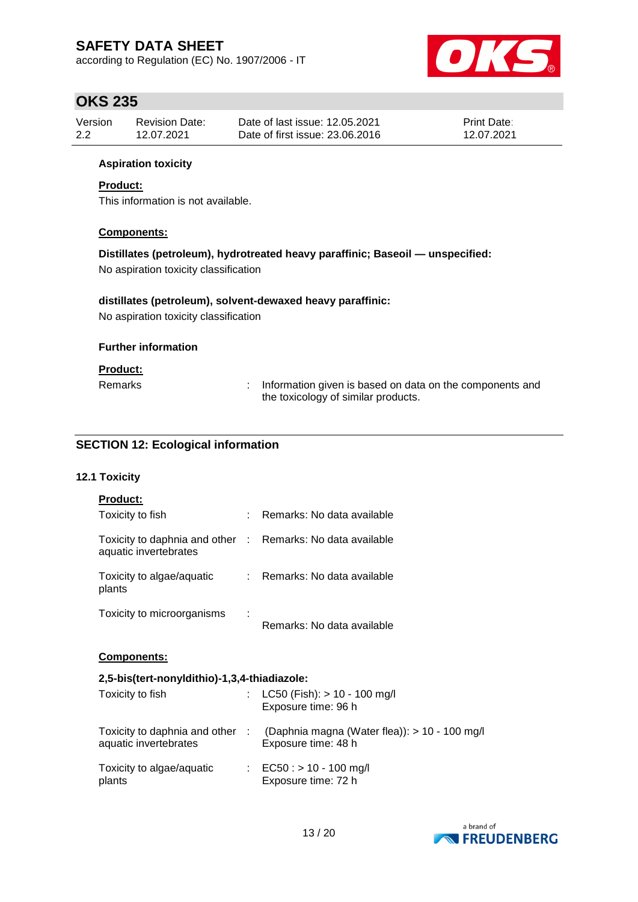**Aspiration toxicity**

**Product:**

This information is not available.

**Components:**

**Distillates (petroleum), hydrotreated heavy paraffinic; Baseoil — unspecified:**

No aspiration toxicity classification

**distillates (petroleum), solvent-dewaxed heavy paraffinic:**

No aspiration toxicity classification

**Further information**

**Product:**

Remarks : Information given is based on data on the components and the toxicology of similar products.

## SECTION 12: Ecological information

### 12.1 Toxicity

**Product:**

| | | |
|---|---|---|
| Toxicity to fish | : | Remarks: No data available |
| Toxicity to daphnia and other aquatic invertebrates | : | Remarks: No data available |
| Toxicity to algae/aquatic plants | : | Remarks: No data available |
| Toxicity to microorganisms | : | Remarks: No data available |

**Components:**

**2,5-bis(tert-nonyldithio)-1,3,4-thiadiazole:**

| | | |
|---|---|---|
| Toxicity to fish | : | LC50 (Fish): > 10 - 100 mg/l<br>Exposure time: 96 h |
| Toxicity to daphnia and other aquatic invertebrates | : | (Daphnia magna (Water flea)): > 10 - 100 mg/l<br>Exposure time: 48 h |
| Toxicity to algae/aquatic plants | : | EC50 : > 10 - 100 mg/l<br>Exposure time: 72 h |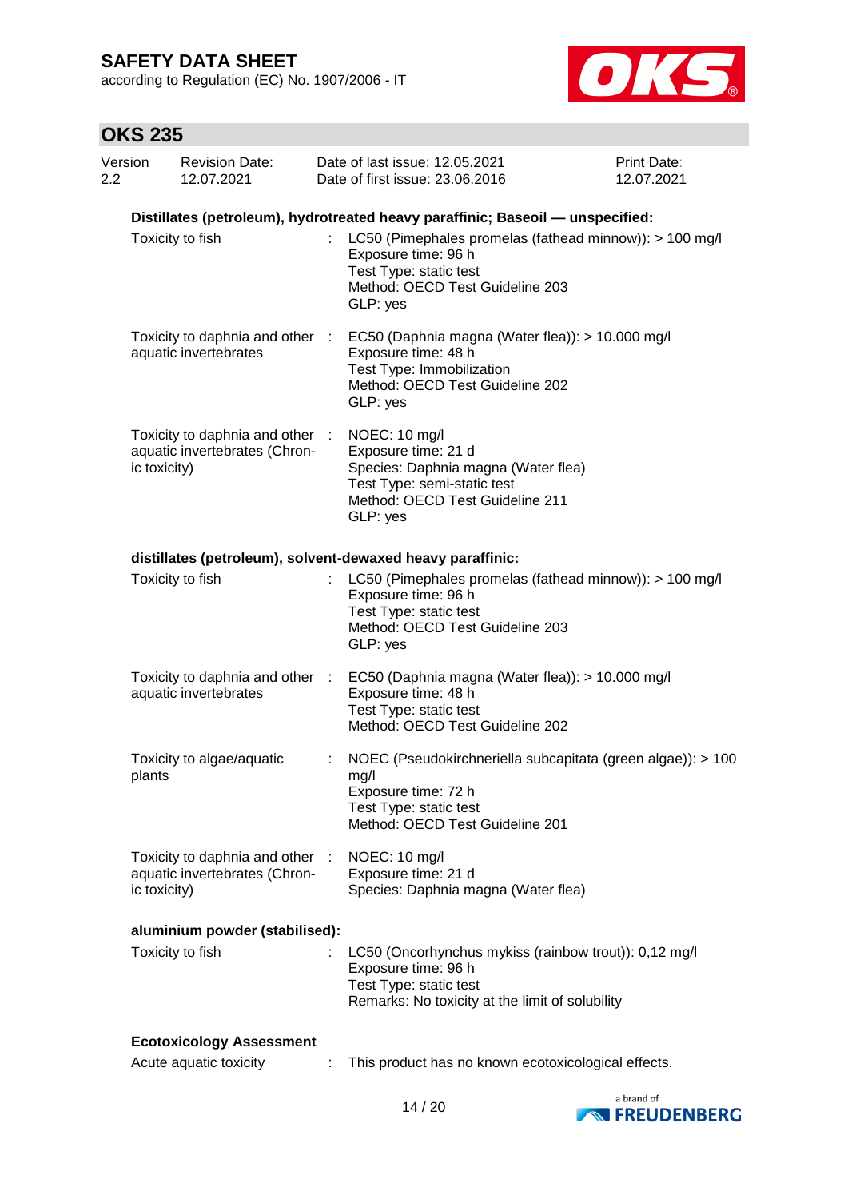**Distillates (petroleum), hydrotreated heavy paraffinic; Baseoil — unspecified:**

| | | |
|---|---|---|
| Toxicity to fish | : | LC50 (Pimephales promelas (fathead minnow)): > 100 mg/l<br>Exposure time: 96 h<br>Test Type: static test<br>Method: OECD Test Guideline 203<br>GLP: yes |
| Toxicity to daphnia and other aquatic invertebrates | : | EC50 (Daphnia magna (Water flea)): > 10.000 mg/l<br>Exposure time: 48 h<br>Test Type: Immobilization<br>Method: OECD Test Guideline 202<br>GLP: yes |
| Toxicity to daphnia and other aquatic invertebrates (Chronic toxicity) | : | NOEC: 10 mg/l<br>Exposure time: 21 d<br>Species: Daphnia magna (Water flea)<br>Test Type: semi-static test<br>Method: OECD Test Guideline 211<br>GLP: yes |

**distillates (petroleum), solvent-dewaxed heavy paraffinic:**

| | | |
|---|---|---|
| Toxicity to fish | : | LC50 (Pimephales promelas (fathead minnow)): > 100 mg/l<br>Exposure time: 96 h<br>Test Type: static test<br>Method: OECD Test Guideline 203<br>GLP: yes |
| Toxicity to daphnia and other aquatic invertebrates | : | EC50 (Daphnia magna (Water flea)): > 10.000 mg/l<br>Exposure time: 48 h<br>Test Type: static test<br>Method: OECD Test Guideline 202 |
| Toxicity to algae/aquatic plants | : | NOEC (Pseudokirchneriella subcapitata (green algae)): > 100 mg/l<br>Exposure time: 72 h<br>Test Type: static test<br>Method: OECD Test Guideline 201 |
| Toxicity to daphnia and other aquatic invertebrates (Chronic toxicity) | : | NOEC: 10 mg/l<br>Exposure time: 21 d<br>Species: Daphnia magna (Water flea) |

**aluminium powder (stabilised):**

| | | |
|---|---|---|
| Toxicity to fish | : | LC50 (Oncorhynchus mykiss (rainbow trout)): 0,12 mg/l<br>Exposure time: 96 h<br>Test Type: static test<br>Remarks: No toxicity at the limit of solubility |

**Ecotoxicology Assessment**

| | | |
|---|---|---|
| Acute aquatic toxicity | : | This product has no known ecotoxicological effects. |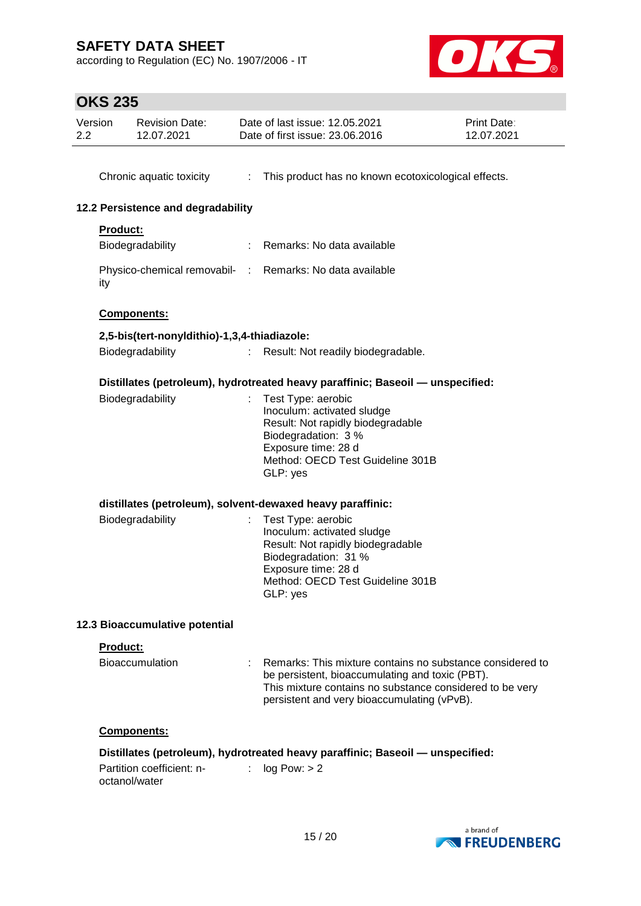Chronic aquatic toxicity : This product has no known ecotoxicological effects.

### 12.2 Persistence and degradability

**Product:**

Biodegradability : Remarks: No data available

Physico-chemical removability : Remarks: No data available

**Components:**

**2,5-bis(tert-nonyldithio)-1,3,4-thiadiazole:**

Biodegradability : Result: Not readily biodegradable.

**Distillates (petroleum), hydrotreated heavy paraffinic; Baseoil — unspecified:**

Biodegradability : Test Type: aerobic
Inoculum: activated sludge
Result: Not rapidly biodegradable
Biodegradation: 3 %
Exposure time: 28 d
Method: OECD Test Guideline 301B
GLP: yes

**distillates (petroleum), solvent-dewaxed heavy paraffinic:**

Biodegradability : Test Type: aerobic
Inoculum: activated sludge
Result: Not rapidly biodegradable
Biodegradation: 31 %
Exposure time: 28 d
Method: OECD Test Guideline 301B
GLP: yes

### 12.3 Bioaccumulative potential

**Product:**

Bioaccumulation : Remarks: This mixture contains no substance considered to be persistent, bioaccumulating and toxic (PBT).
This mixture contains no substance considered to be very persistent and very bioaccumulating (vPvB).

**Components:**

**Distillates (petroleum), hydrotreated heavy paraffinic; Baseoil — unspecified:**

Partition coefficient: n-octanol/water : log Pow: > 2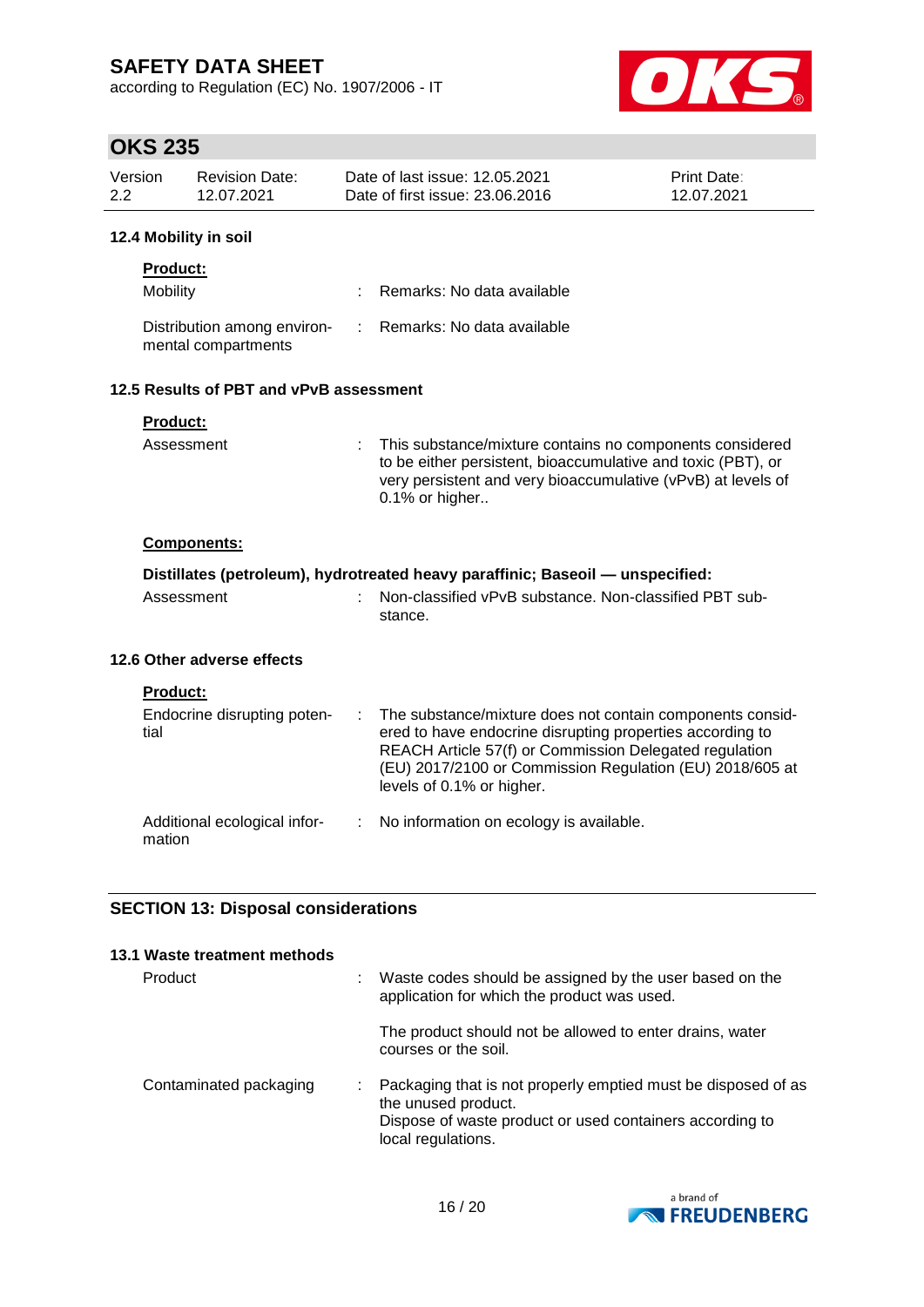### 12.4 Mobility in soil

**Product:**

| | | |
|---|---|---|
| Mobility | : | Remarks: No data available |
| Distribution among environmental compartments | : | Remarks: No data available |

### 12.5 Results of PBT and vPvB assessment

**Product:**

| | | |
|---|---|---|
| Assessment | : | This substance/mixture contains no components considered to be either persistent, bioaccumulative and toxic (PBT), or very persistent and very bioaccumulative (vPvB) at levels of 0.1% or higher.. |

**Components:**

**Distillates (petroleum), hydrotreated heavy paraffinic; Baseoil — unspecified:**

| | | |
|---|---|---|
| Assessment | : | Non-classified vPvB substance. Non-classified PBT substance. |

### 12.6 Other adverse effects

**Product:**

| | | |
|---|---|---|
| Endocrine disrupting potential | : | The substance/mixture does not contain components considered to have endocrine disrupting properties according to REACH Article 57(f) or Commission Delegated regulation (EU) 2017/2100 or Commission Regulation (EU) 2018/605 at levels of 0.1% or higher. |
| Additional ecological information | : | No information on ecology is available. |

## SECTION 13: Disposal considerations

### 13.1 Waste treatment methods

| | | |
|---|---|---|
| Product | : | Waste codes should be assigned by the user based on the application for which the product was used.<br><br>The product should not be allowed to enter drains, water courses or the soil. |
| Contaminated packaging | : | Packaging that is not properly emptied must be disposed of as the unused product.<br>Dispose of waste product or used containers according to local regulations. |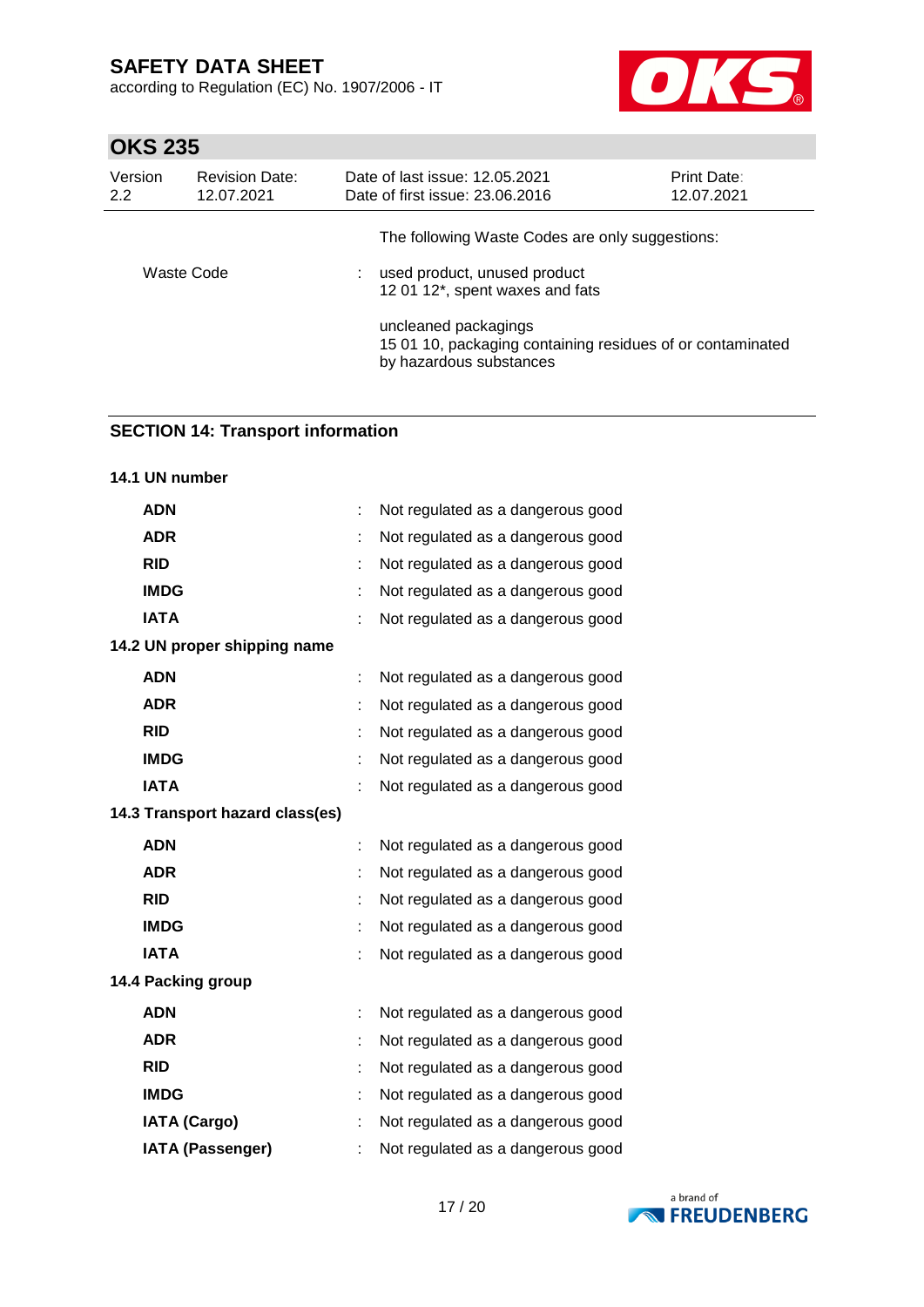The following Waste Codes are only suggestions:

Waste Code : used product, unused product
12 01 12*, spent waxes and fats

uncleaned packagings
15 01 10, packaging containing residues of or contaminated by hazardous substances

## SECTION 14: Transport information

### 14.1 UN number

| | | |
|---|---|---|
| **ADN** | : | Not regulated as a dangerous good |
| **ADR** | : | Not regulated as a dangerous good |
| **RID** | : | Not regulated as a dangerous good |
| **IMDG** | : | Not regulated as a dangerous good |
| **IATA** | : | Not regulated as a dangerous good |

### 14.2 UN proper shipping name

| | | |
|---|---|---|
| **ADN** | : | Not regulated as a dangerous good |
| **ADR** | : | Not regulated as a dangerous good |
| **RID** | : | Not regulated as a dangerous good |
| **IMDG** | : | Not regulated as a dangerous good |
| **IATA** | : | Not regulated as a dangerous good |

### 14.3 Transport hazard class(es)

| | | |
|---|---|---|
| **ADN** | : | Not regulated as a dangerous good |
| **ADR** | : | Not regulated as a dangerous good |
| **RID** | : | Not regulated as a dangerous good |
| **IMDG** | : | Not regulated as a dangerous good |
| **IATA** | : | Not regulated as a dangerous good |

### 14.4 Packing group

| | | |
|---|---|---|
| **ADN** | : | Not regulated as a dangerous good |
| **ADR** | : | Not regulated as a dangerous good |
| **RID** | : | Not regulated as a dangerous good |
| **IMDG** | : | Not regulated as a dangerous good |
| **IATA (Cargo)** | : | Not regulated as a dangerous good |
| **IATA (Passenger)** | : | Not regulated as a dangerous good |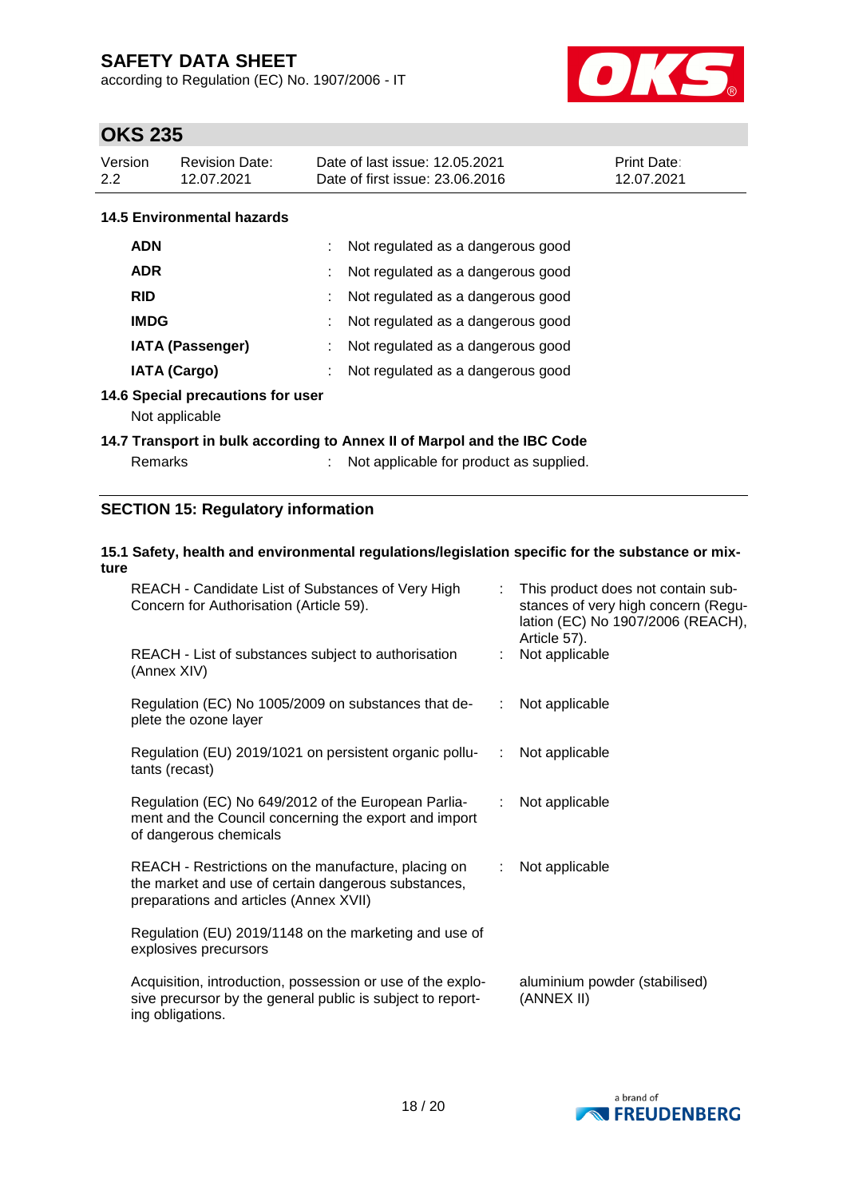### 14.5 Environmental hazards

| | | |
|---|---|---|
| **ADN** | : | Not regulated as a dangerous good |
| **ADR** | : | Not regulated as a dangerous good |
| **RID** | : | Not regulated as a dangerous good |
| **IMDG** | : | Not regulated as a dangerous good |
| **IATA (Passenger)** | : | Not regulated as a dangerous good |
| **IATA (Cargo)** | : | Not regulated as a dangerous good |

### 14.6 Special precautions for user

Not applicable

### 14.7 Transport in bulk according to Annex II of Marpol and the IBC Code

Remarks : Not applicable for product as supplied.

## SECTION 15: Regulatory information

### 15.1 Safety, health and environmental regulations/legislation specific for the substance or mixture

| | | |
|---|---|---|
| REACH - Candidate List of Substances of Very High Concern for Authorisation (Article 59). | : | This product does not contain substances of very high concern (Regulation (EC) No 1907/2006 (REACH), Article 57). |
| REACH - List of substances subject to authorisation (Annex XIV) | : | Not applicable |
| Regulation (EC) No 1005/2009 on substances that deplete the ozone layer | : | Not applicable |
| Regulation (EU) 2019/1021 on persistent organic pollutants (recast) | : | Not applicable |
| Regulation (EC) No 649/2012 of the European Parliament and the Council concerning the export and import of dangerous chemicals | : | Not applicable |
| REACH - Restrictions on the manufacture, placing on the market and use of certain dangerous substances, preparations and articles (Annex XVII) | : | Not applicable |
| Regulation (EU) 2019/1148 on the marketing and use of explosives precursors | | |
| Acquisition, introduction, possession or use of the explosive precursor by the general public is subject to reporting obligations. | | aluminium powder (stabilised) (ANNEX II) |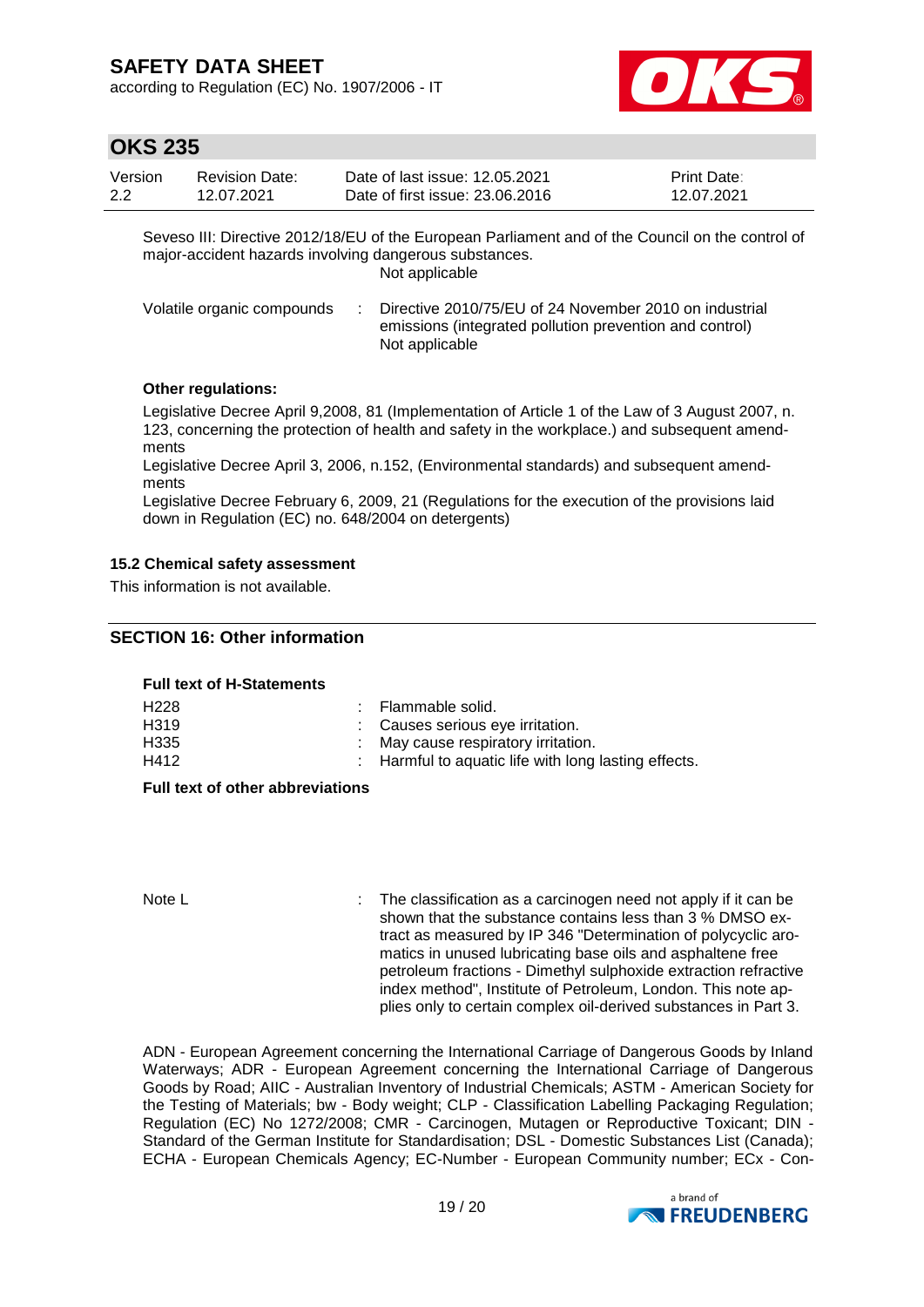Seveso III: Directive 2012/18/EU of the European Parliament and of the Council on the control of major-accident hazards involving dangerous substances.

Not applicable

| | | |
|---|---|---|
| Volatile organic compounds | : | Directive 2010/75/EU of 24 November 2010 on industrial emissions (integrated pollution prevention and control) Not applicable |

**Other regulations:**

Legislative Decree April 9,2008, 81 (Implementation of Article 1 of the Law of 3 August 2007, n. 123, concerning the protection of health and safety in the workplace.) and subsequent amendments

Legislative Decree April 3, 2006, n.152, (Environmental standards) and subsequent amendments

Legislative Decree February 6, 2009, 21 (Regulations for the execution of the provisions laid down in Regulation (EC) no. 648/2004 on detergents)

### 15.2 Chemical safety assessment

This information is not available.

## SECTION 16: Other information

**Full text of H-Statements**

| | | |
|---|---|---|
| H228 | : | Flammable solid. |
| H319 | : | Causes serious eye irritation. |
| H335 | : | May cause respiratory irritation. |
| H412 | : | Harmful to aquatic life with long lasting effects. |

**Full text of other abbreviations**

| | | |
|---|---|---|
| Note L | : | The classification as a carcinogen need not apply if it can be shown that the substance contains less than 3 % DMSO extract as measured by IP 346 "Determination of polycyclic aromatics in unused lubricating base oils and asphaltene free petroleum fractions - Dimethyl sulphoxide extraction refractive index method", Institute of Petroleum, London. This note applies only to certain complex oil-derived substances in Part 3. |

ADN - European Agreement concerning the International Carriage of Dangerous Goods by Inland Waterways; ADR - European Agreement concerning the International Carriage of Dangerous Goods by Road; AIIC - Australian Inventory of Industrial Chemicals; ASTM - American Society for the Testing of Materials; bw - Body weight; CLP - Classification Labelling Packaging Regulation; Regulation (EC) No 1272/2008; CMR - Carcinogen, Mutagen or Reproductive Toxicant; DIN - Standard of the German Institute for Standardisation; DSL - Domestic Substances List (Canada); ECHA - European Chemicals Agency; EC-Number - European Community number; ECx - Con-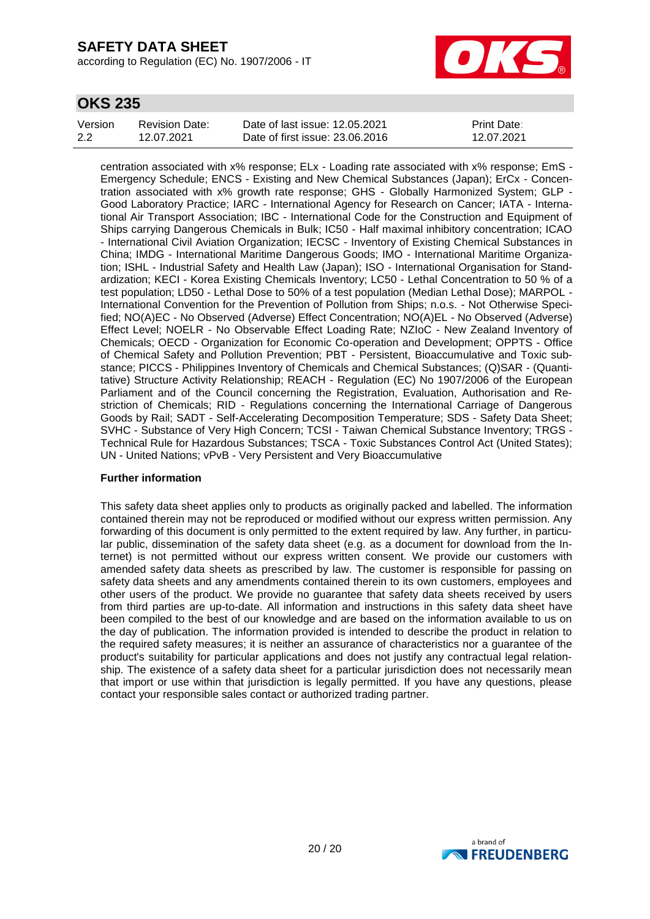centration associated with x% response; ELx - Loading rate associated with x% response; EmS - Emergency Schedule; ENCS - Existing and New Chemical Substances (Japan); ErCx - Concentration associated with x% growth rate response; GHS - Globally Harmonized System; GLP - Good Laboratory Practice; IARC - International Agency for Research on Cancer; IATA - International Air Transport Association; IBC - International Code for the Construction and Equipment of Ships carrying Dangerous Chemicals in Bulk; IC50 - Half maximal inhibitory concentration; ICAO - International Civil Aviation Organization; IECSC - Inventory of Existing Chemical Substances in China; IMDG - International Maritime Dangerous Goods; IMO - International Maritime Organization; ISHL - Industrial Safety and Health Law (Japan); ISO - International Organisation for Standardization; KECI - Korea Existing Chemicals Inventory; LC50 - Lethal Concentration to 50 % of a test population; LD50 - Lethal Dose to 50% of a test population (Median Lethal Dose); MARPOL - International Convention for the Prevention of Pollution from Ships; n.o.s. - Not Otherwise Specified; NO(A)EC - No Observed (Adverse) Effect Concentration; NO(A)EL - No Observed (Adverse) Effect Level; NOELR - No Observable Effect Loading Rate; NZIoC - New Zealand Inventory of Chemicals; OECD - Organization for Economic Co-operation and Development; OPPTS - Office of Chemical Safety and Pollution Prevention; PBT - Persistent, Bioaccumulative and Toxic substance; PICCS - Philippines Inventory of Chemicals and Chemical Substances; (Q)SAR - (Quantitative) Structure Activity Relationship; REACH - Regulation (EC) No 1907/2006 of the European Parliament and of the Council concerning the Registration, Evaluation, Authorisation and Restriction of Chemicals; RID - Regulations concerning the International Carriage of Dangerous Goods by Rail; SADT - Self-Accelerating Decomposition Temperature; SDS - Safety Data Sheet; SVHC - Substance of Very High Concern; TCSI - Taiwan Chemical Substance Inventory; TRGS - Technical Rule for Hazardous Substances; TSCA - Toxic Substances Control Act (United States); UN - United Nations; vPvB - Very Persistent and Very Bioaccumulative

**Further information**

This safety data sheet applies only to products as originally packed and labelled. The information contained therein may not be reproduced or modified without our express written permission. Any forwarding of this document is only permitted to the extent required by law. Any further, in particular public, dissemination of the safety data sheet (e.g. as a document for download from the Internet) is not permitted without our express written consent. We provide our customers with amended safety data sheets as prescribed by law. The customer is responsible for passing on safety data sheets and any amendments contained therein to its own customers, employees and other users of the product. We provide no guarantee that safety data sheets received by users from third parties are up-to-date. All information and instructions in this safety data sheet have been compiled to the best of our knowledge and are based on the information available to us on the day of publication. The information provided is intended to describe the product in relation to the required safety measures; it is neither an assurance of characteristics nor a guarantee of the product's suitability for particular applications and does not justify any contractual legal relationship. The existence of a safety data sheet for a particular jurisdiction does not necessarily mean that import or use within that jurisdiction is legally permitted. If you have any questions, please contact your responsible sales contact or authorized trading partner.